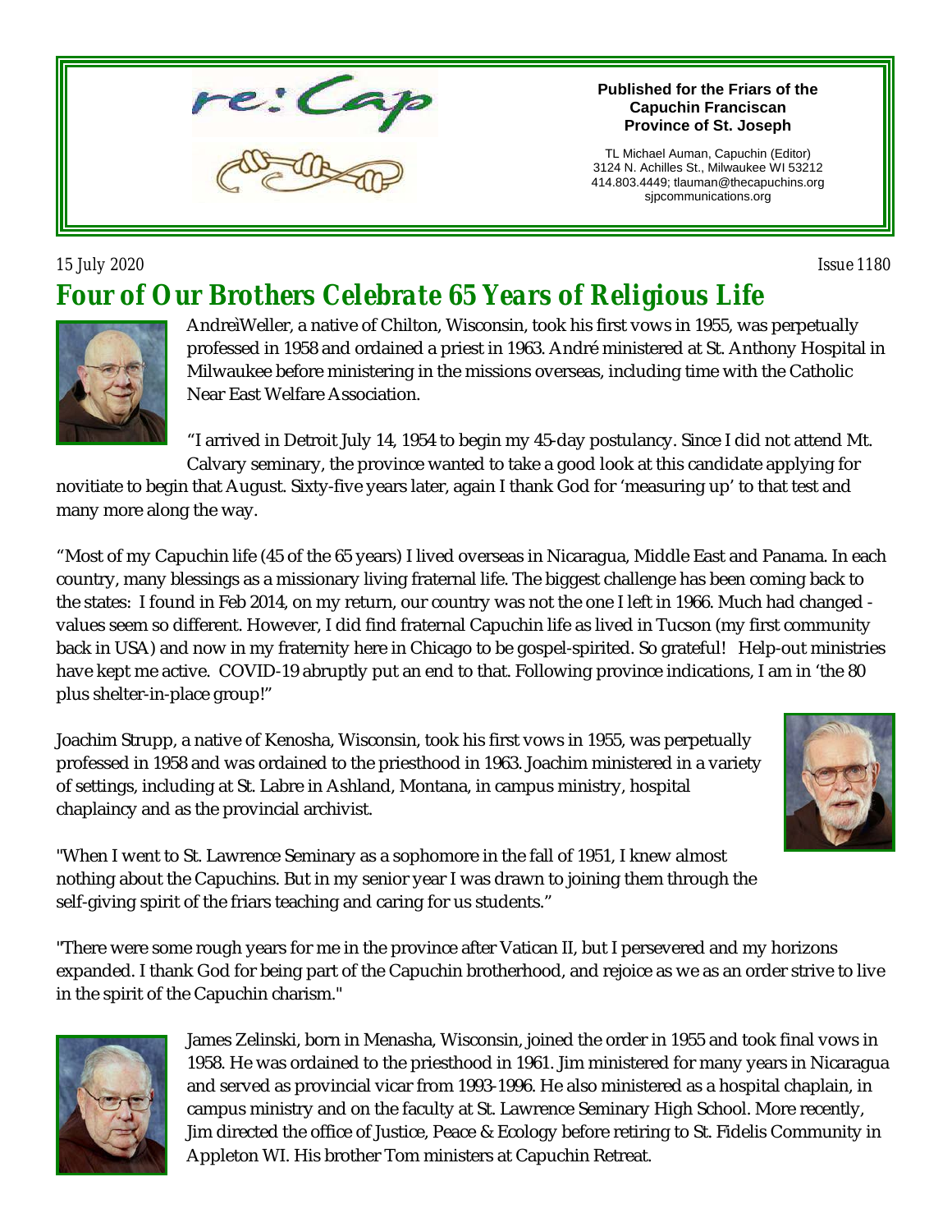re:Cap

**Published for the Friars of the Capuchin Franciscan Province of St. Joseph**

TL Michael Auman, Capuchin (Editor)
3124 N. Achilles St., Milwaukee WI 53212
414.803.4449; tlauman@thecapuchins.org
sjpcommunications.org

*15 July 2020* *Issue 1180*

# Four of Our Brothers Celebrate 65 Years of Religious Life

AndreìWeller, a native of Chilton, Wisconsin, took his first vows in 1955, was perpetually professed in 1958 and ordained a priest in 1963. André ministered at St. Anthony Hospital in Milwaukee before ministering in the missions overseas, including time with the Catholic Near East Welfare Association.

"I arrived in Detroit July 14, 1954 to begin my 45-day postulancy. Since I did not attend Mt. Calvary seminary, the province wanted to take a good look at this candidate applying for novitiate to begin that August. Sixty-five years later, again I thank God for 'measuring up' to that test and many more along the way.

"Most of my Capuchin life (45 of the 65 years) I lived overseas in Nicaragua, Middle East and Panama. In each country, many blessings as a missionary living fraternal life. The biggest challenge has been coming back to the states: I found in Feb 2014, on my return, our country was not the one I left in 1966. Much had changed - values seem so different. However, I did find fraternal Capuchin life as lived in Tucson (my first community back in USA) and now in my fraternity here in Chicago to be gospel-spirited. So grateful! Help-out ministries have kept me active. COVID-19 abruptly put an end to that. Following province indications, I am in 'the 80 plus shelter-in-place group!"

Joachim Strupp, a native of Kenosha, Wisconsin, took his first vows in 1955, was perpetually professed in 1958 and was ordained to the priesthood in 1963. Joachim ministered in a variety of settings, including at St. Labre in Ashland, Montana, in campus ministry, hospital chaplaincy and as the provincial archivist.

"When I went to St. Lawrence Seminary as a sophomore in the fall of 1951, I knew almost nothing about the Capuchins. But in my senior year I was drawn to joining them through the self-giving spirit of the friars teaching and caring for us students."

"There were some rough years for me in the province after Vatican II, but I persevered and my horizons expanded. I thank God for being part of the Capuchin brotherhood, and rejoice as we as an order strive to live in the spirit of the Capuchin charism."

James Zelinski, born in Menasha, Wisconsin, joined the order in 1955 and took final vows in 1958. He was ordained to the priesthood in 1961. Jim ministered for many years in Nicaragua and served as provincial vicar from 1993-1996. He also ministered as a hospital chaplain, in campus ministry and on the faculty at St. Lawrence Seminary High School. More recently, Jim directed the office of Justice, Peace & Ecology before retiring to St. Fidelis Community in Appleton WI. His brother Tom ministers at Capuchin Retreat.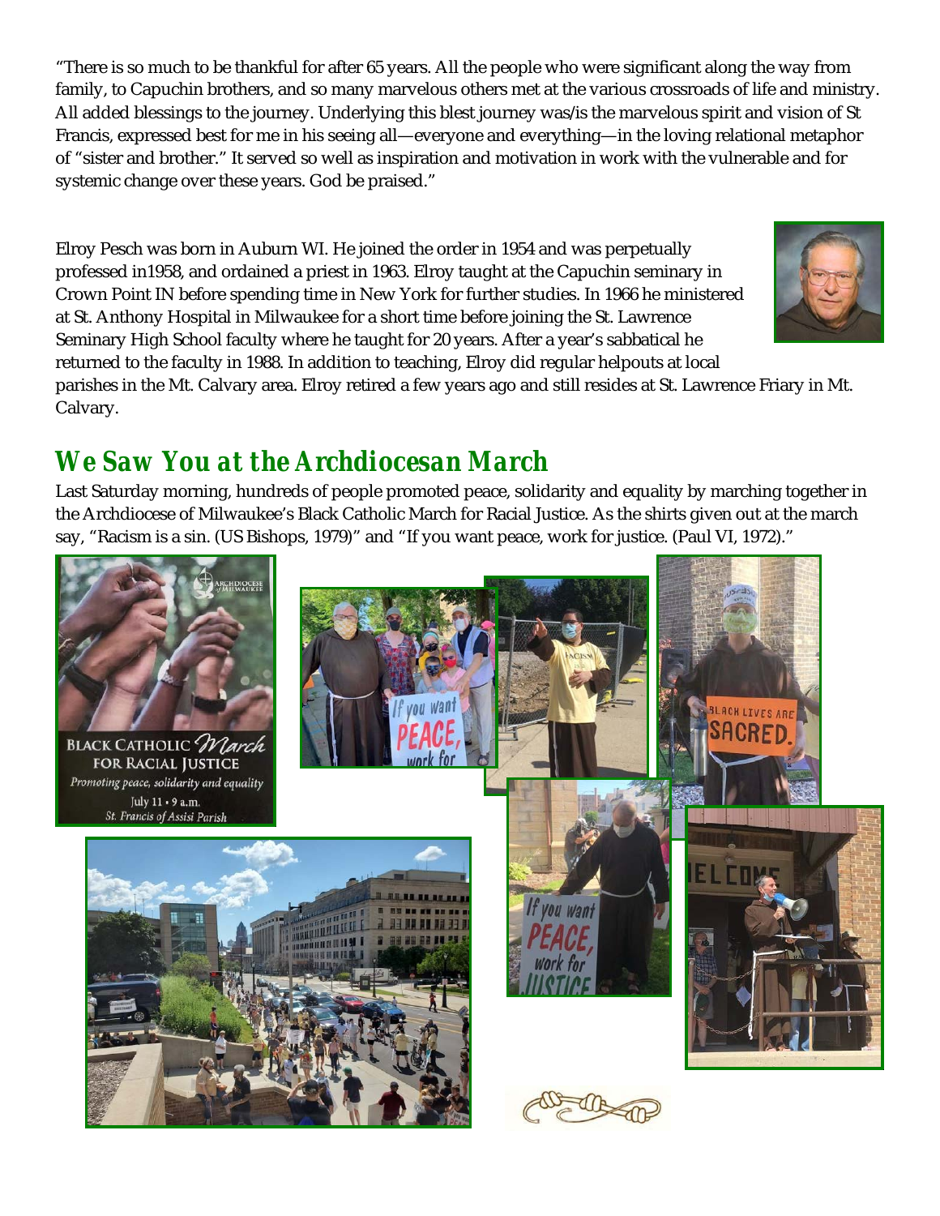"There is so much to be thankful for after 65 years. All the people who were significant along the way from family, to Capuchin brothers, and so many marvelous others met at the various crossroads of life and ministry. All added blessings to the journey. Underlying this blest journey was/is the marvelous spirit and vision of St Francis, expressed best for me in his seeing all—everyone and everything—in the loving relational metaphor of "sister and brother." It served so well as inspiration and motivation in work with the vulnerable and for systemic change over these years. God be praised."

Elroy Pesch was born in Auburn WI. He joined the order in 1954 and was perpetually professed in1958, and ordained a priest in 1963. Elroy taught at the Capuchin seminary in Crown Point IN before spending time in New York for further studies. In 1966 he ministered at St. Anthony Hospital in Milwaukee for a short time before joining the St. Lawrence Seminary High School faculty where he taught for 20 years. After a year's sabbatical he returned to the faculty in 1988. In addition to teaching, Elroy did regular helpouts at local parishes in the Mt. Calvary area. Elroy retired a few years ago and still resides at St. Lawrence Friary in Mt. Calvary.

## *We Saw You at the Archdiocesan March*

Last Saturday morning, hundreds of people promoted peace, solidarity and equality by marching together in the Archdiocese of Milwaukee's Black Catholic March for Racial Justice. As the shirts given out at the march say, "Racism is a sin. (US Bishops, 1979)" and "If you want peace, work for justice. (Paul VI, 1972)."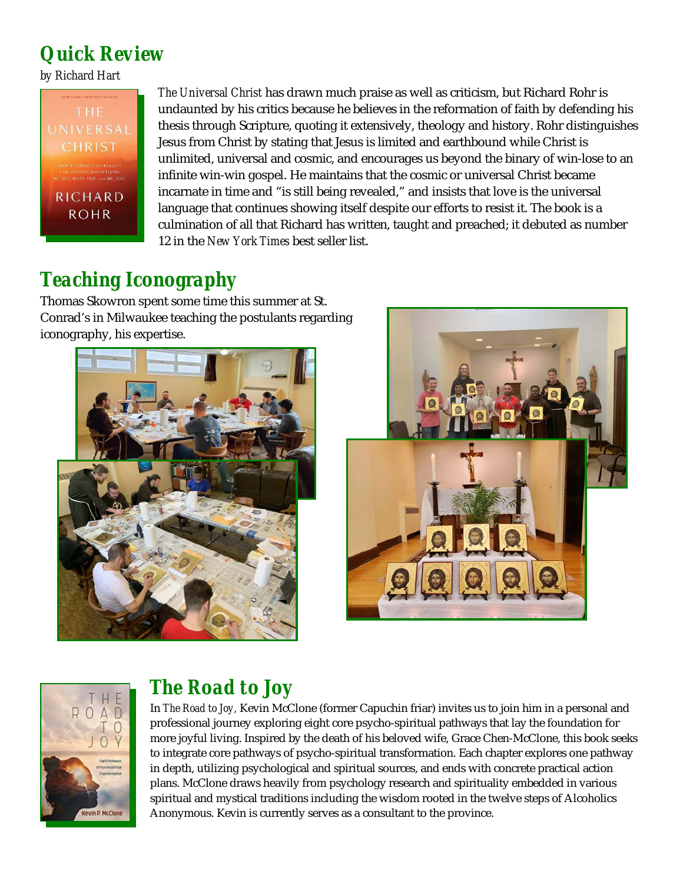## Quick Review

*by Richard Hart*

*The Universal Christ* has drawn much praise as well as criticism, but Richard Rohr is undaunted by his critics because he believes in the reformation of faith by defending his thesis through Scripture, quoting it extensively, theology and history. Rohr distinguishes Jesus from Christ by stating that Jesus is limited and earthbound while Christ is unlimited, universal and cosmic, and encourages us beyond the binary of win-lose to an infinite win-win gospel. He maintains that the cosmic or universal Christ became incarnate in time and "is still being revealed," and insists that love is the universal language that continues showing itself despite our efforts to resist it. The book is a culmination of all that Richard has written, taught and preached; it debuted as number 12 in the *New York Times* best seller list.

## Teaching Iconography

Thomas Skowron spent some time this summer at St. Conrad's in Milwaukee teaching the postulants regarding iconography, his expertise.

## The Road to Joy

In *The Road to Joy*, Kevin McClone (former Capuchin friar) invites us to join him in a personal and professional journey exploring eight core psycho-spiritual pathways that lay the foundation for more joyful living. Inspired by the death of his beloved wife, Grace Chen-McClone, this book seeks to integrate core pathways of psycho-spiritual transformation. Each chapter explores one pathway in depth, utilizing psychological and spiritual sources, and ends with concrete practical action plans. McClone draws heavily from psychology research and spirituality embedded in various spiritual and mystical traditions including the wisdom rooted in the twelve steps of Alcoholics Anonymous. Kevin is currently serves as a consultant to the province.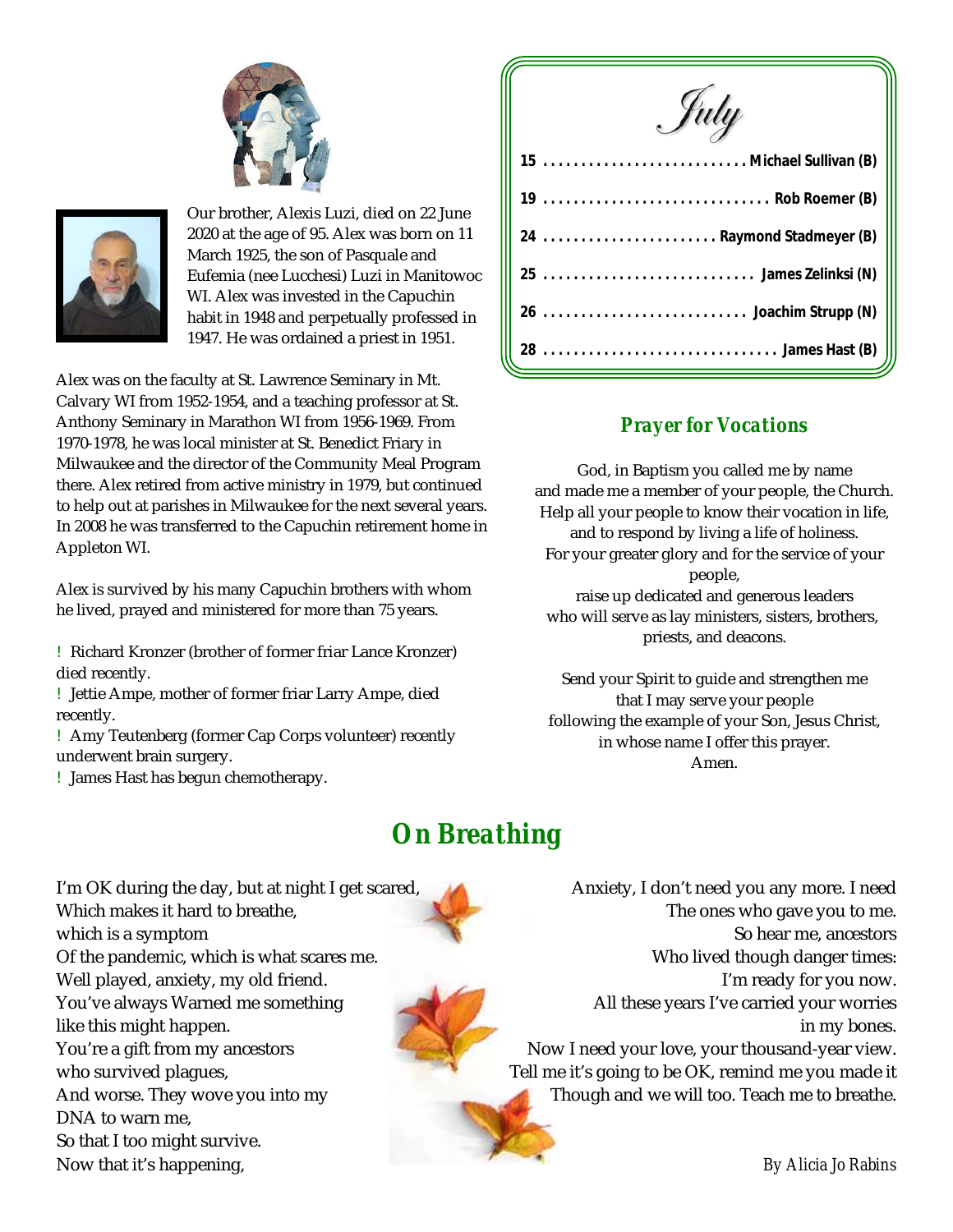Our brother, Alexis Luzi, died on 22 June 2020 at the age of 95. Alex was born on 11 March 1925, the son of Pasquale and Eufemia (nee Lucchesi) Luzi in Manitowoc WI. Alex was invested in the Capuchin habit in 1948 and perpetually professed in 1947. He was ordained a priest in 1951.

Alex was on the faculty at St. Lawrence Seminary in Mt. Calvary WI from 1952-1954, and a teaching professor at St. Anthony Seminary in Marathon WI from 1956-1969. From 1970-1978, he was local minister at St. Benedict Friary in Milwaukee and the director of the Community Meal Program there. Alex retired from active ministry in 1979, but continued to help out at parishes in Milwaukee for the next several years. In 2008 he was transferred to the Capuchin retirement home in Appleton WI.

Alex is survived by his many Capuchin brothers with whom he lived, prayed and ministered for more than 75 years.

! Richard Kronzer (brother of former friar Lance Kronzer) died recently.
! Jettie Ampe, mother of former friar Larry Ampe, died recently.
! Amy Teutenberg (former Cap Corps volunteer) recently underwent brain surgery.
! James Hast has begun chemotherapy.

## July

15 .......... Michael Sullivan (B)
19 .......... Rob Roemer (B)
24 .......... Raymond Stadmeyer (B)
25 .......... James Zelinksi (N)
26 .......... Joachim Strupp (N)
28 .......... James Hast (B)

## *Prayer for Vocations*

God, in Baptism you called me by name
and made me a member of your people, the Church.
Help all your people to know their vocation in life,
and to respond by living a life of holiness.
For your greater glory and for the service of your people,
raise up dedicated and generous leaders
who will serve as lay ministers, sisters, brothers,
priests, and deacons.

Send your Spirit to guide and strengthen me
that I may serve your people
following the example of your Son, Jesus Christ,
in whose name I offer this prayer.
Amen.

## *On Breathing*

I'm OK during the day, but at night I get scared,
Which makes it hard to breathe,
which is a symptom
Of the pandemic, which is what scares me.
Well played, anxiety, my old friend.
You've always Warned me something
like this might happen.
You're a gift from my ancestors
who survived plagues,
And worse. They wove you into my
DNA to warn me,
So that I too might survive.
Now that it's happening,

Anxiety, I don't need you any more. I need
The ones who gave you to me.
So hear me, ancestors
Who lived though danger times:
I'm ready for you now.
All these years I've carried your worries
in my bones.
Now I need your love, your thousand-year view.
Tell me it's going to be OK, remind me you made it
Though and we will too. Teach me to breathe.

*By Alicia Jo Rabins*